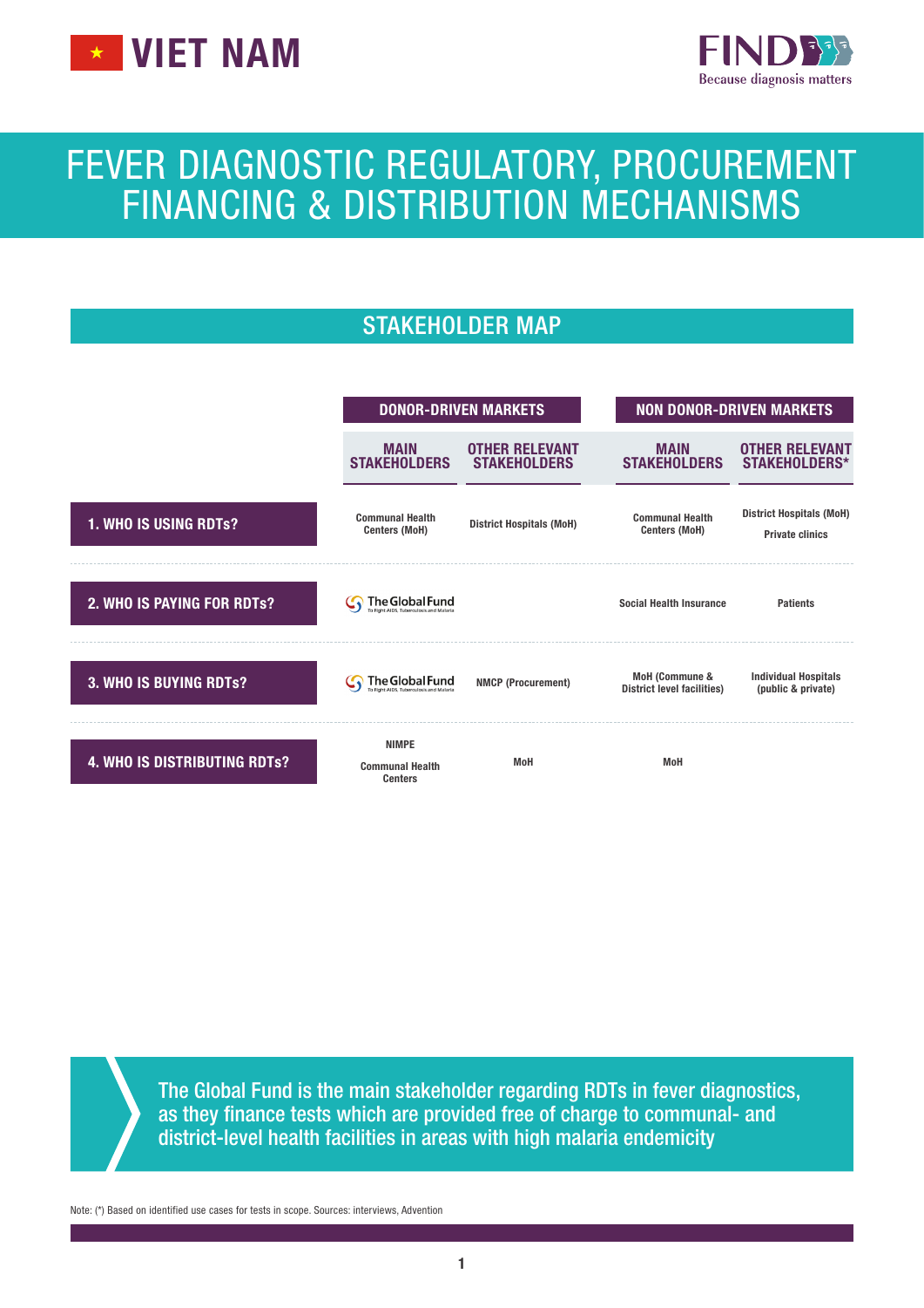# VIET NAM

# FEVER DIAGNOSTIC REGULATORY, PROCUREMENT FINANCING & DISTRIBUTION MECHANISMS

## STAKEHOLDER MAP

| | DONOR-DRIVEN MARKETS | | NON DONOR-DRIVEN MARKETS | |
|---|---|---|---|---|
| | MAIN STAKEHOLDERS | OTHER RELEVANT STAKEHOLDERS | MAIN STAKEHOLDERS | OTHER RELEVANT STAKEHOLDERS* |
| **1. WHO IS USING RDTs?** | Communal Health Centers (MoH) | District Hospitals (MoH) | Communal Health Centers (MoH) | District Hospitals (MoH)<br>Private clinics |
| **2. WHO IS PAYING FOR RDTs?** | The Global Fund | | Social Health Insurance | Patients |
| **3. WHO IS BUYING RDTs?** | The Global Fund | NMCP (Procurement) | MoH (Commune & District level facilities) | Individual Hospitals (public & private) |
| **4. WHO IS DISTRIBUTING RDTs?** | NIMPE<br>Communal Health Centers | MoH | MoH | |

The Global Fund is the main stakeholder regarding RDTs in fever diagnostics, as they finance tests which are provided free of charge to communal- and district-level health facilities in areas with high malaria endemicity

Note: (*) Based on identified use cases for tests in scope. Sources: interviews, Advention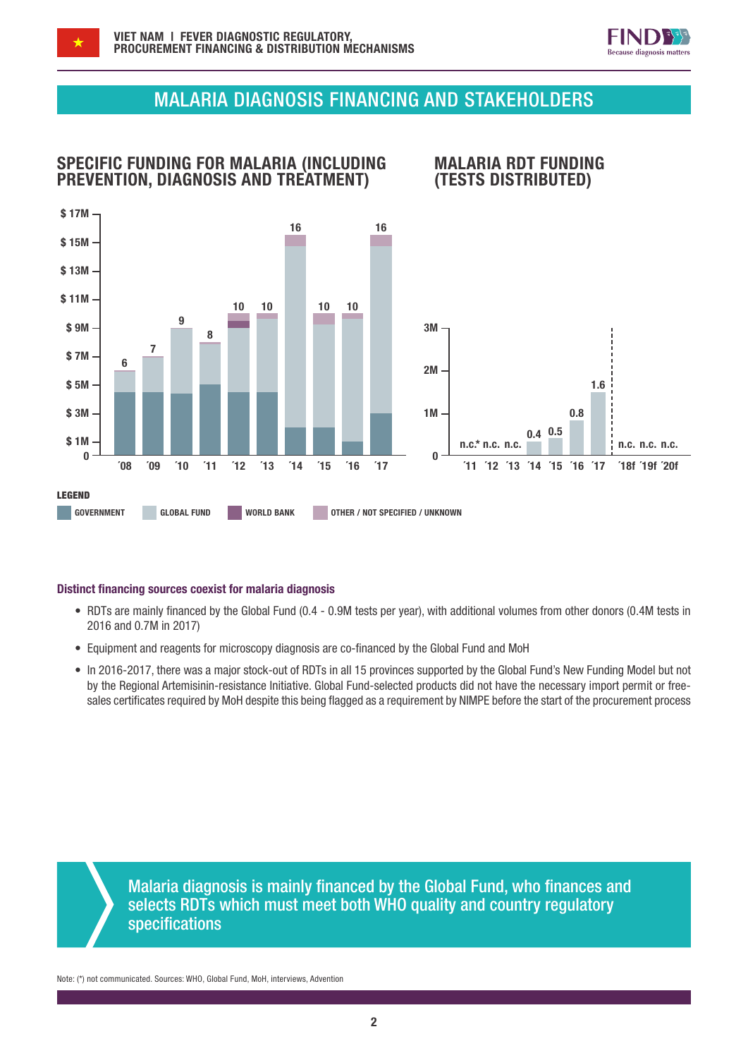## MALARIA DIAGNOSIS FINANCING AND STAKEHOLDERS

### SPECIFIC FUNDING FOR MALARIA (INCLUDING PREVENTION, DIAGNOSIS AND TREATMENT)

| Year | '08 | '09 | '10 | '11 | '12 | '13 | '14 | '15 | '16 | '17 |
|---|---|---|---|---|---|---|---|---|---|---|
| Total ($M) | 6 | 7 | 9 | 8 | 10 | 10 | 16 | 10 | 10 | 16 |

### MALARIA RDT FUNDING (TESTS DISTRIBUTED)

| Year | '11 | '12 | '13 | '14 | '15 | '16 | '17 | '18f | '19f | '20f |
|---|---|---|---|---|---|---|---|---|---|---|
| Tests (M) | n.c.* | n.c. | n.c. | 0.4 | 0.5 | 0.8 | 1.6 | n.c. | n.c. | n.c. |

**LEGEND**

GOVERNMENT | GLOBAL FUND | WORLD BANK | OTHER / NOT SPECIFIED / UNKNOWN

**Distinct financing sources coexist for malaria diagnosis**

- RDTs are mainly financed by the Global Fund (0.4 - 0.9M tests per year), with additional volumes from other donors (0.4M tests in 2016 and 0.7M in 2017)
- Equipment and reagents for microscopy diagnosis are co-financed by the Global Fund and MoH
- In 2016-2017, there was a major stock-out of RDTs in all 15 provinces supported by the Global Fund's New Funding Model but not by the Regional Artemisinin-resistance Initiative. Global Fund-selected products did not have the necessary import permit or free-sales certificates required by MoH despite this being flagged as a requirement by NIMPE before the start of the procurement process

Malaria diagnosis is mainly financed by the Global Fund, who finances and selects RDTs which must meet both WHO quality and country regulatory specifications

Note: (*) not communicated. Sources: WHO, Global Fund, MoH, interviews, Advention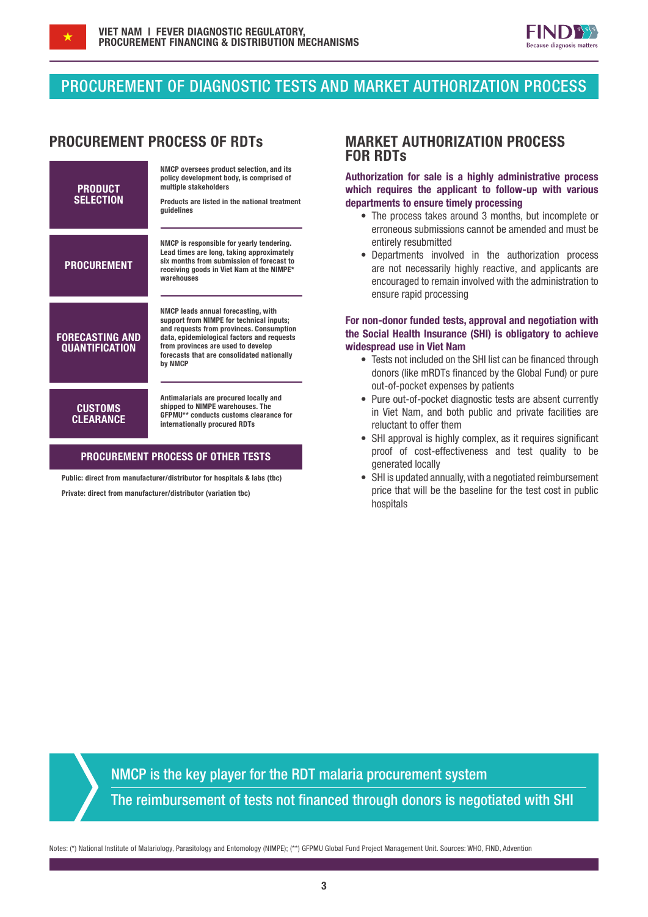# PROCUREMENT OF DIAGNOSTIC TESTS AND MARKET AUTHORIZATION PROCESS

## PROCUREMENT PROCESS OF RDTs

| | |
|---|---|
| **PRODUCT SELECTION** | **NMCP oversees product selection, and its policy development body, is comprised of multiple stakeholders**<br><br>**Products are listed in the national treatment guidelines** |
| **PROCUREMENT** | **NMCP is responsible for yearly tendering. Lead times are long, taking approximately six months from submission of forecast to receiving goods in Viet Nam at the NIMPE* warehouses** |
| **FORECASTING AND QUANTIFICATION** | **NMCP leads annual forecasting, with support from NIMPE for technical inputs; and requests from provinces. Consumption data, epidemiological factors and requests from provinces are used to develop forecasts that are consolidated nationally by NMCP** |
| **CUSTOMS CLEARANCE** | **Antimalarials are procured locally and shipped to NIMPE warehouses. The GFPMU** conducts customs clearance for internationally procured RDTs** |

### PROCUREMENT PROCESS OF OTHER TESTS

**Public: direct from manufacturer/distributor for hospitals & labs (tbc)**

**Private: direct from manufacturer/distributor (variation tbc)**

## MARKET AUTHORIZATION PROCESS FOR RDTs

**Authorization for sale is a highly administrative process which requires the applicant to follow-up with various departments to ensure timely processing**

- The process takes around 3 months, but incomplete or erroneous submissions cannot be amended and must be entirely resubmitted
- Departments involved in the authorization process are not necessarily highly reactive, and applicants are encouraged to remain involved with the administration to ensure rapid processing

**For non-donor funded tests, approval and negotiation with the Social Health Insurance (SHI) is obligatory to achieve widespread use in Viet Nam**

- Tests not included on the SHI list can be financed through donors (like mRDTs financed by the Global Fund) or pure out-of-pocket expenses by patients
- Pure out-of-pocket diagnostic tests are absent currently in Viet Nam, and both public and private facilities are reluctant to offer them
- SHI approval is highly complex, as it requires significant proof of cost-effectiveness and test quality to be generated locally
- SHI is updated annually, with a negotiated reimbursement price that will be the baseline for the test cost in public hospitals

> NMCP is the key player for the RDT malaria procurement system
>
> The reimbursement of tests not financed through donors is negotiated with SHI

Notes: (*) National Institute of Malariology, Parasitology and Entomology (NIMPE); (**) GFPMU Global Fund Project Management Unit. Sources: WHO, FIND, Advention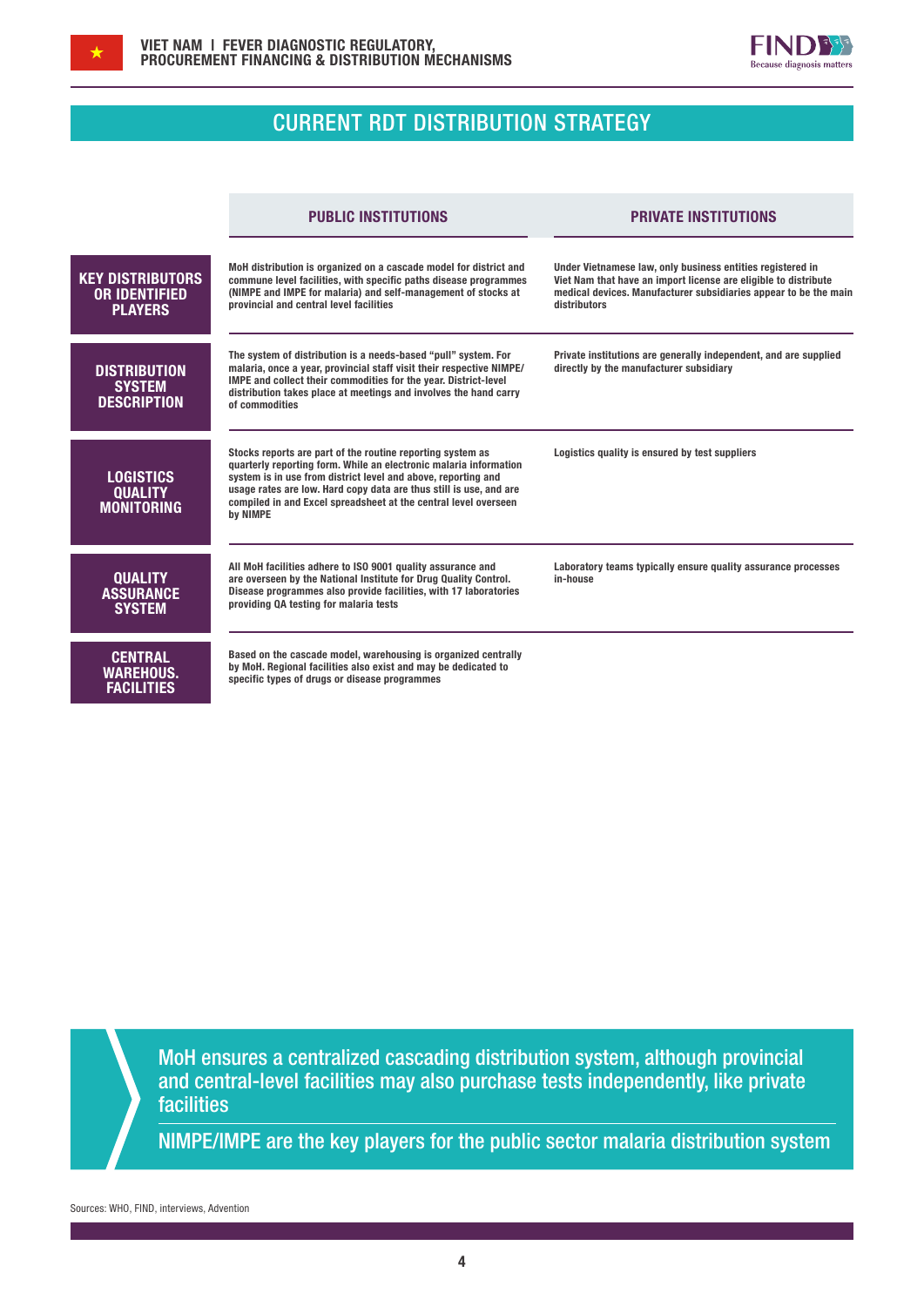## CURRENT RDT DISTRIBUTION STRATEGY

| | PUBLIC INSTITUTIONS | PRIVATE INSTITUTIONS |
|---|---|---|
| **KEY DISTRIBUTORS OR IDENTIFIED PLAYERS** | MoH distribution is organized on a cascade model for district and commune level facilities, with specific paths disease programmes (NIMPE and IMPE for malaria) and self-management of stocks at provincial and central level facilities | Under Vietnamese law, only business entities registered in Viet Nam that have an import license are eligible to distribute medical devices. Manufacturer subsidiaries appear to be the main distributors |
| **DISTRIBUTION SYSTEM DESCRIPTION** | The system of distribution is a needs-based "pull" system. For malaria, once a year, provincial staff visit their respective NIMPE/IMPE and collect their commodities for the year. District-level distribution takes place at meetings and involves the hand carry of commodities | Private institutions are generally independent, and are supplied directly by the manufacturer subsidiary |
| **LOGISTICS QUALITY MONITORING** | Stocks reports are part of the routine reporting system as quarterly reporting form. While an electronic malaria information system is in use from district level and above, reporting and usage rates are low. Hard copy data are thus still is use, and are compiled in and Excel spreadsheet at the central level overseen by NIMPE | Logistics quality is ensured by test suppliers |
| **QUALITY ASSURANCE SYSTEM** | All MoH facilities adhere to ISO 9001 quality assurance and are overseen by the National Institute for Drug Quality Control. Disease programmes also provide facilities, with 17 laboratories providing QA testing for malaria tests | Laboratory teams typically ensure quality assurance processes in-house |
| **CENTRAL WAREHOUS. FACILITIES** | Based on the cascade model, warehousing is organized centrally by MoH. Regional facilities also exist and may be dedicated to specific types of drugs or disease programmes | |

MoH ensures a centralized cascading distribution system, although provincial and central-level facilities may also purchase tests independently, like private facilities

NIMPE/IMPE are the key players for the public sector malaria distribution system

Sources: WHO, FIND, interviews, Advention